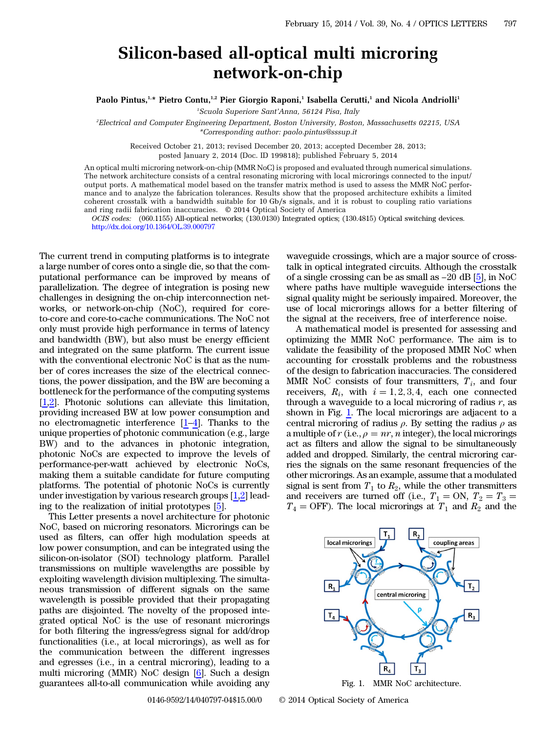# Silicon-based all-optical multi microring network-on-chip

**Paolo Pintus,[1,*] Pietro Contu,[1,2] Pier Giorgio Raponi,[1] Isabella Cerutti,[1] and Nicola Andriolli[1]**

[1]*Scuola Superiore Sant'Anna, 56124 Pisa, Italy*

[2]*Electrical and Computer Engineering Department, Boston University, Boston, Massachusetts 02215, USA*

*\*Corresponding author: paolo.pintus@sssup.it*

Received October 21, 2013; revised December 20, 2013; accepted December 28, 2013; posted January 2, 2014 (Doc. ID 199818); published February 5, 2014

An optical multi microring network-on-chip (MMR NoC) is proposed and evaluated through numerical simulations. The network architecture consists of a central resonating microring with local microrings connected to the input/output ports. A mathematical model based on the transfer matrix method is used to assess the MMR NoC performance and to analyze the fabrication tolerances. Results show that the proposed architecture exhibits a limited coherent crosstalk with a bandwidth suitable for 10 Gb/s signals, and it is robust to coupling ratio variations and ring radii fabrication inaccuracies. © 2014 Optical Society of America

*OCIS codes:* (060.1155) All-optical networks; (130.0130) Integrated optics; (130.4815) Optical switching devices.
http://dx.doi.org/10.1364/OL.39.000797

The current trend in computing platforms is to integrate a large number of cores onto a single die, so that the computational performance can be improved by means of parallelization. The degree of integration is posing new challenges in designing the on-chip interconnection networks, or network-on-chip (NoC), required for core-to-core and core-to-cache communications. The NoC not only must provide high performance in terms of latency and bandwidth (BW), but also must be energy efficient and integrated on the same platform. The current issue with the conventional electronic NoC is that as the number of cores increases the size of the electrical connections, the power dissipation, and the BW are becoming a bottleneck for the performance of the computing systems [1,2]. Photonic solutions can alleviate this limitation, providing increased BW at low power consumption and no electromagnetic interference [1–4]. Thanks to the unique properties of photonic communication (e.g., large BW) and to the advances in photonic integration, photonic NoCs are expected to improve the levels of performance-per-watt achieved by electronic NoCs, making them a suitable candidate for future computing platforms. The potential of photonic NoCs is currently under investigation by various research groups [1,2] leading to the realization of initial prototypes [5].

This Letter presents a novel architecture for photonic NoC, based on microring resonators. Microrings can be used as filters, can offer high modulation speeds at low power consumption, and can be integrated using the silicon-on-isolator (SOI) technology platform. Parallel transmissions on multiple wavelengths are possible by exploiting wavelength division multiplexing. The simultaneous transmission of different signals on the same wavelength is possible provided that their propagating paths are disjointed. The novelty of the proposed integrated optical NoC is the use of resonant microrings for both filtering the ingress/egress signal for add/drop functionalities (i.e., at local microrings), as well as for the communication between the different ingresses and egresses (i.e., in a central microring), leading to a multi microring (MMR) NoC design [6]. Such a design guarantees all-to-all communication while avoiding any waveguide crossings, which are a major source of crosstalk in optical integrated circuits. Although the crosstalk of a single crossing can be as small as −20 dB [5], in NoC where paths have multiple waveguide intersections the signal quality might be seriously impaired. Moreover, the use of local microrings allows for a better filtering of the signal at the receivers, free of interference noise.

A mathematical model is presented for assessing and optimizing the MMR NoC performance. The aim is to validate the feasibility of the proposed MMR NoC when accounting for crosstalk problems and the robustness of the design to fabrication inaccuracies. The considered MMR NoC consists of four transmitters, $T_i$, and four receivers, $R_i$, with $i = 1, 2, 3, 4$, each one connected through a waveguide to a local microring of radius $r$, as shown in Fig. 1. The local microrings are adjacent to a central microring of radius $\rho$. By setting the radius $\rho$ as a multiple of $r$ (i.e., $\rho = nr$, $n$ integer), the local microrings act as filters and allow the signal to be simultaneously added and dropped. Similarly, the central microring carries the signals on the same resonant frequencies of the other microrings. As an example, assume that a modulated signal is sent from $T_1$ to $R_2$, while the other transmitters and receivers are turned off (i.e., $T_1 = \text{ON}$, $T_2 = T_3 = T_4 = \text{OFF}$). The local microrings at $T_1$ and $R_2$ and the

Fig. 1. MMR NoC architecture.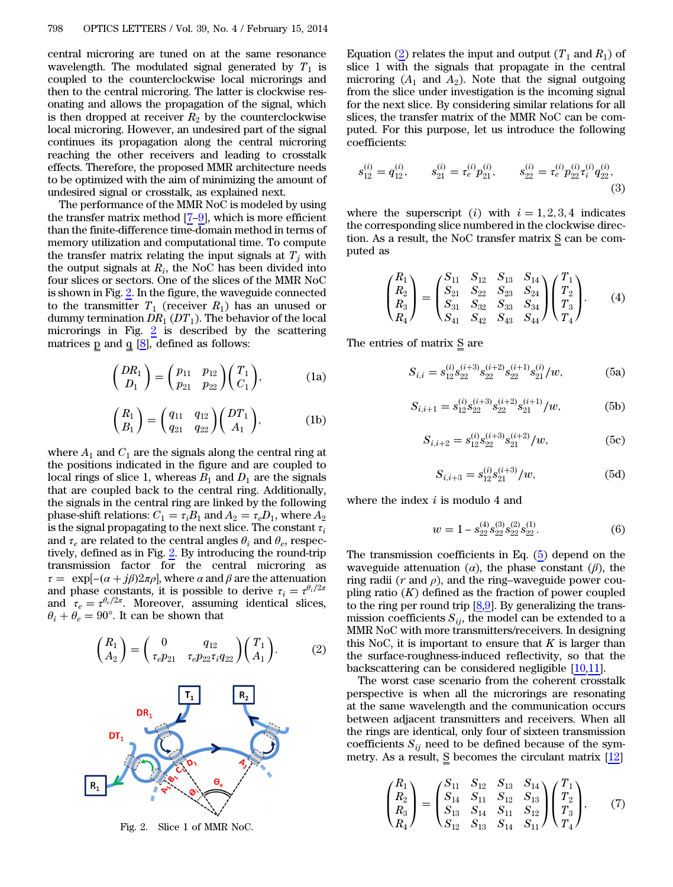central microring are tuned on at the same resonance wavelength. The modulated signal generated by $T_1$ is coupled to the counterclockwise local microrings and then to the central microring. The latter is clockwise resonating and allows the propagation of the signal, which is then dropped at receiver $R_2$ by the counterclockwise local microring. However, an undesired part of the signal continues its propagation along the central microring reaching the other receivers and leading to crosstalk effects. Therefore, the proposed MMR architecture needs to be optimized with the aim of minimizing the amount of undesired signal or crosstalk, as explained next.

The performance of the MMR NoC is modeled by using the transfer matrix method [7–9], which is more efficient than the finite-difference time-domain method in terms of memory utilization and computational time. To compute the transfer matrix relating the input signals at $T_j$ with the output signals at $R_i$, the NoC has been divided into four slices or sectors. One of the slices of the MMR NoC is shown in Fig. 2. In the figure, the waveguide connected to the transmitter $T_1$ (receiver $R_1$) has an unused or dummy termination $DR_1$ ($DT_1$). The behavior of the local microrings in Fig. 2 is described by the scattering matrices $\underline{p}$ and $\underline{q}$ [8], defined as follows:

$$\begin{pmatrix} DR_1 \\ D_1 \end{pmatrix} = \begin{pmatrix} p_{11} & p_{12} \\ p_{21} & p_{22} \end{pmatrix} \begin{pmatrix} T_1 \\ C_1 \end{pmatrix}, \tag{1a}$$

$$\begin{pmatrix} R_1 \\ B_1 \end{pmatrix} = \begin{pmatrix} q_{11} & q_{12} \\ q_{21} & q_{22} \end{pmatrix} \begin{pmatrix} DT_1 \\ A_1 \end{pmatrix}, \tag{1b}$$

where $A_1$ and $C_1$ are the signals along the central ring at the positions indicated in the figure and are coupled to local rings of slice 1, whereas $B_1$ and $D_1$ are the signals that are coupled back to the central ring. Additionally, the signals in the central ring are linked by the following phase-shift relations: $C_1 = \tau_i B_1$ and $A_2 = \tau_e D_1$, where $A_2$ is the signal propagating to the next slice. The constant $\tau_i$ and $\tau_e$ are related to the central angles $\theta_i$ and $\theta_e$, respectively, defined as in Fig. 2. By introducing the round-trip transmission factor for the central microring as $\tau = \exp[-(\alpha + j\beta)2\pi\rho]$, where $\alpha$ and $\beta$ are the attenuation and phase constants, it is possible to derive $\tau_i = \tau^{\theta_i/2\pi}$ and $\tau_e = \tau^{\theta_e/2\pi}$. Moreover, assuming identical slices, $\theta_i + \theta_e = 90°$. It can be shown that

$$\begin{pmatrix} R_1 \\ A_2 \end{pmatrix} = \begin{pmatrix} 0 & q_{12} \\ \tau_e p_{21} & \tau_e p_{22} \tau_i q_{22} \end{pmatrix} \begin{pmatrix} T_1 \\ A_1 \end{pmatrix}. \tag{2}$$

Fig. 2. Slice 1 of MMR NoC.

Equation (2) relates the input and output ($T_1$ and $R_1$) of slice 1 with the signals that propagate in the central microring ($A_1$ and $A_2$). Note that the signal outgoing from the slice under investigation is the incoming signal for the next slice. By considering similar relations for all slices, the transfer matrix of the MMR NoC can be computed. For this purpose, let us introduce the following coefficients:

$$s_{12}^{(i)} = q_{12}^{(i)}, \qquad s_{21}^{(i)} = \tau_e^{(i)} p_{21}^{(i)}, \qquad s_{22}^{(i)} = \tau_e^{(i)} p_{22}^{(i)} \tau_i^{(i)} q_{22}^{(i)}, \tag{3}$$

where the superscript $(i)$ with $i = 1, 2, 3, 4$ indicates the corresponding slice numbered in the clockwise direction. As a result, the NoC transfer matrix $\underline{S}$ can be computed as

$$\begin{pmatrix} R_1 \\ R_2 \\ R_3 \\ R_4 \end{pmatrix} = \begin{pmatrix} S_{11} & S_{12} & S_{13} & S_{14} \\ S_{21} & S_{22} & S_{23} & S_{24} \\ S_{31} & S_{32} & S_{33} & S_{34} \\ S_{41} & S_{42} & S_{43} & S_{44} \end{pmatrix} \begin{pmatrix} T_1 \\ T_2 \\ T_3 \\ T_4 \end{pmatrix}. \tag{4}$$

The entries of matrix $\underline{S}$ are

$$S_{i,i} = s_{12}^{(i)} s_{22}^{(i+3)} s_{22}^{(i+2)} s_{22}^{(i+1)} s_{21}^{(i)} / w, \tag{5a}$$

$$S_{i,i+1} = s_{12}^{(i)} s_{22}^{(i+3)} s_{22}^{(i+2)} s_{21}^{(i+1)} / w, \tag{5b}$$

$$S_{i,i+2} = s_{12}^{(i)} s_{22}^{(i+3)} s_{21}^{(i+2)} / w, \tag{5c}$$

$$S_{i,i+3} = s_{12}^{(i)} s_{21}^{(i+3)} / w, \tag{5d}$$

where the index $i$ is modulo 4 and

$$w = 1 - s_{22}^{(4)} s_{22}^{(3)} s_{22}^{(2)} s_{22}^{(1)}. \tag{6}$$

The transmission coefficients in Eq. (5) depend on the waveguide attenuation ($\alpha$), the phase constant ($\beta$), the ring radii ($r$ and $\rho$), and the ring–waveguide power coupling ratio ($K$) defined as the fraction of power coupled to the ring per round trip [8,9]. By generalizing the transmission coefficients $S_{ij}$, the model can be extended to a MMR NoC with more transmitters/receivers. In designing this NoC, it is important to ensure that $K$ is larger than the surface-roughness-induced reflectivity, so that the backscattering can be considered negligible [10,11].

The worst case scenario from the coherent crosstalk perspective is when all the microrings are resonating at the same wavelength and the communication occurs between adjacent transmitters and receivers. When all the rings are identical, only four of sixteen transmission coefficients $S_{ij}$ need to be defined because of the symmetry. As a result, $\underline{S}$ becomes the circulant matrix [12]

$$\begin{pmatrix} R_1 \\ R_2 \\ R_3 \\ R_4 \end{pmatrix} = \begin{pmatrix} S_{11} & S_{12} & S_{13} & S_{14} \\ S_{14} & S_{11} & S_{12} & S_{13} \\ S_{13} & S_{14} & S_{11} & S_{12} \\ S_{12} & S_{13} & S_{14} & S_{11} \end{pmatrix} \begin{pmatrix} T_1 \\ T_2 \\ T_3 \\ T_4 \end{pmatrix}, \tag{7}$$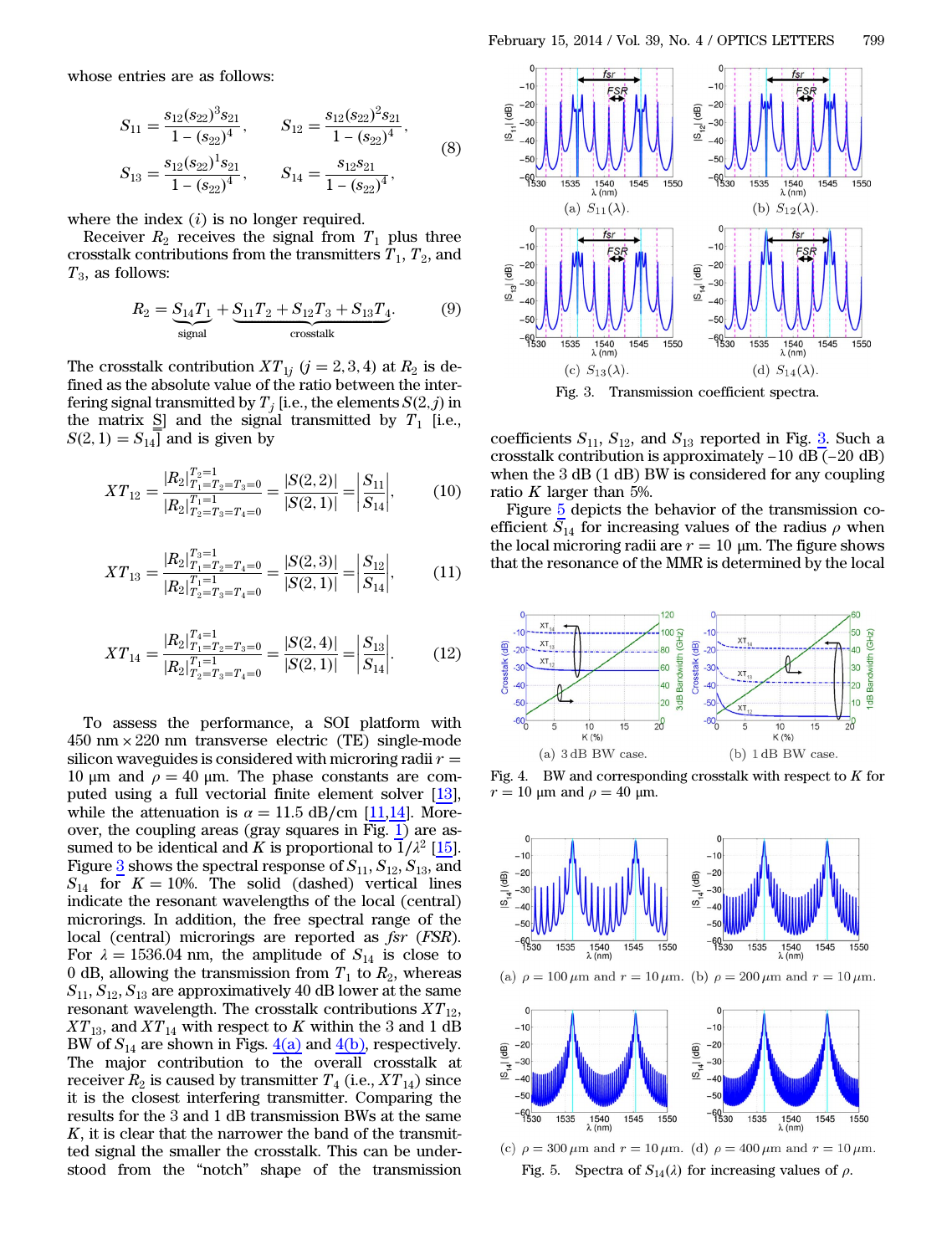whose entries are as follows:

$$S_{11} = \frac{s_{12}(s_{22})^3 s_{21}}{1-(s_{22})^4}, \qquad S_{12} = \frac{s_{12}(s_{22})^2 s_{21}}{1-(s_{22})^4},$$
$$S_{13} = \frac{s_{12}(s_{22})^1 s_{21}}{1-(s_{22})^4}, \qquad S_{14} = \frac{s_{12} s_{21}}{1-(s_{22})^4}, \tag{8}$$

where the index $(i)$ is no longer required.

Receiver $R_2$ receives the signal from $T_1$ plus three crosstalk contributions from the transmitters $T_1$, $T_2$, and $T_3$, as follows:

$$R_2 = \underbrace{S_{14}T_1}_{\text{signal}} + \underbrace{S_{11}T_2 + S_{12}T_3 + S_{13}T_4}_{\text{crosstalk}}. \tag{9}$$

The crosstalk contribution $XT_{1j}$ $(j = 2,3,4)$ at $R_2$ is defined as the absolute value of the ratio between the interfering signal transmitted by $T_j$ [i.e., the elements $S(2,j)$ in the matrix $\underline{\underline{S}}$] and the signal transmitted by $T_1$ [i.e., $S(2,1) = S_{14}$] and is given by

$$XT_{12} = \frac{|R_2|^{T_2=1}_{T_1=T_3=T_4=0}}{|R_2|^{T_1=1}_{T_2=T_3=T_4=0}} = \frac{|S(2,2)|}{|S(2,1)|} = \left|\frac{S_{11}}{S_{14}}\right|, \tag{10}$$

$$XT_{13} = \frac{|R_2|^{T_3=1}_{T_1=T_2=T_4=0}}{|R_2|^{T_1=1}_{T_2=T_3=T_4=0}} = \frac{|S(2,3)|}{|S(2,1)|} = \left|\frac{S_{12}}{S_{14}}\right|, \tag{11}$$

$$XT_{14} = \frac{|R_2|^{T_4=1}_{T_1=T_2=T_3=0}}{|R_2|^{T_1=1}_{T_2=T_3=T_4=0}} = \frac{|S(2,4)|}{|S(2,1)|} = \left|\frac{S_{13}}{S_{14}}\right|. \tag{12}$$

To assess the performance, a SOI platform with 450 nm × 220 nm transverse electric (TE) single-mode silicon waveguides is considered with microring radii $r = 10$ μm and $\rho = 40$ μm. The phase constants are computed using a full vectorial finite element solver [13], while the attenuation is $\alpha = 11.5$ dB/cm [11,14]. Moreover, the coupling areas (gray squares in Fig. 1) are assumed to be identical and $K$ is proportional to $1/\lambda^2$ [15]. Figure 3 shows the spectral response of $S_{11}$, $S_{12}$, $S_{13}$, and $S_{14}$ for $K = 10\%$. The solid (dashed) vertical lines indicate the resonant wavelengths of the local (central) microrings. In addition, the free spectral range of the local (central) microrings are reported as $fsr$ ($FSR$). For $\lambda = 1536.04$ nm, the amplitude of $S_{14}$ is close to 0 dB, allowing the transmission from $T_1$ to $R_2$, whereas $S_{11}$, $S_{12}$, $S_{13}$ are approximatively 40 dB lower at the same resonant wavelength. The crosstalk contributions $XT_{12}$, $XT_{13}$, and $XT_{14}$ with respect to $K$ within the 3 and 1 dB BW of $S_{14}$ are shown in Figs. 4(a) and 4(b), respectively. The major contribution to the overall crosstalk at receiver $R_2$ is caused by transmitter $T_4$ (i.e., $XT_{14}$) since it is the closest interfering transmitter. Comparing the results for the 3 and 1 dB transmission BWs at the same $K$, it is clear that the narrower the band of the transmitted signal the smaller the crosstalk. This can be understood from the "notch" shape of the transmission

Fig. 3. Transmission coefficient spectra. (a) $S_{11}(\lambda)$. (b) $S_{12}(\lambda)$. (c) $S_{13}(\lambda)$. (d) $S_{14}(\lambda)$.

coefficients $S_{11}$, $S_{12}$, and $S_{13}$ reported in Fig. 3. Such a crosstalk contribution is approximately −10 dB (−20 dB) when the 3 dB (1 dB) BW is considered for any coupling ratio $K$ larger than 5%.

Figure 5 depicts the behavior of the transmission coefficient $S_{14}$ for increasing values of the radius $\rho$ when the local microring radii are $r = 10$ μm. The figure shows that the resonance of the MMR is determined by the local

Fig. 4. BW and corresponding crosstalk with respect to $K$ for $r = 10$ μm and $\rho = 40$ μm. (a) 3 dB BW case. (b) 1 dB BW case.

Fig. 5. Spectra of $S_{14}(\lambda)$ for increasing values of $\rho$. (a) $\rho = 100$ μm and $r = 10$ μm. (b) $\rho = 200$ μm and $r = 10$ μm. (c) $\rho = 300$ μm and $r = 10$ μm. (d) $\rho = 400$ μm and $r = 10$ μm.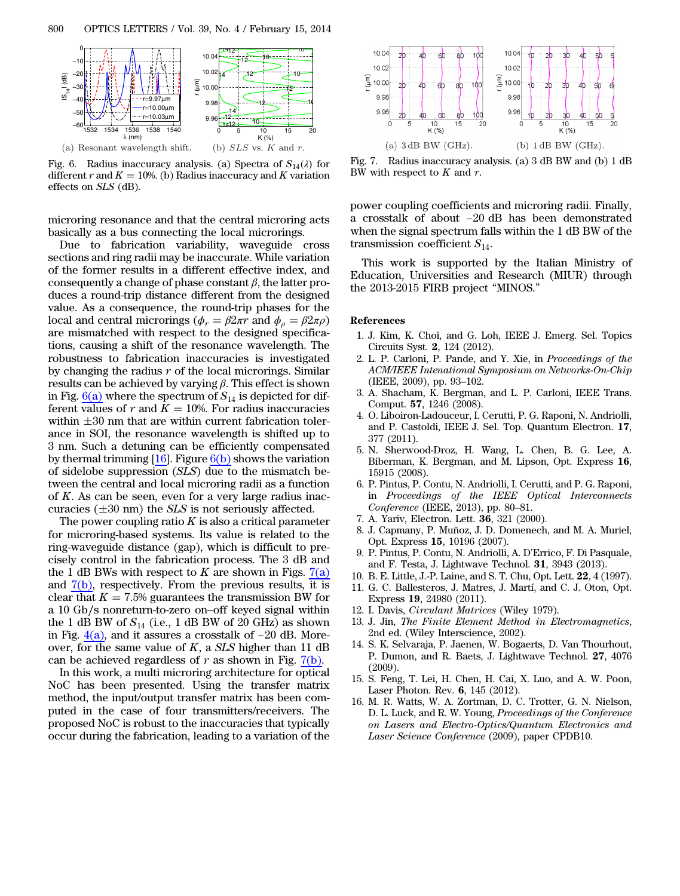-10
-20
-30
-40
-50
-60
$|S_{14}|$ (dB)
1532 1534 1536 1538 1540
λ (nm)
r=9.97μm
r=10.00μm
r=10.03μm

(a) Resonant wavelength shift.

10.04
10.02
10.00
9.98
9.96
r (μm)
0 5 10 15 20
K (%)
12 10 14 12 10 12 10 12 14 12 10 12 10

(b) *SLS* vs. *K* and *r*.

Fig. 6. Radius inaccuracy analysis. (a) Spectra of $S_{14}(\lambda)$ for different $r$ and $K = 10\%$. (b) Radius inaccuracy and $K$ variation effects on *SLS* (dB).

10.04
10.02
10.00
9.98
9.96
r (μm)
0 5 10 15 20
K (%)
20 40 60 80 100

(a) 3 dB BW (GHz).

10.04
10.02
10.00
9.98
9.96
r (μm)
0 5 10 15 20
K (%)
10 20 30 40 50 6

(b) 1 dB BW (GHz).

Fig. 7. Radius inaccuracy analysis. (a) 3 dB BW and (b) 1 dB BW with respect to $K$ and $r$.

microring resonance and that the central microring acts basically as a bus connecting the local microrings.

Due to fabrication variability, waveguide cross sections and ring radii may be inaccurate. While variation of the former results in a different effective index, and consequently a change of phase constant $\beta$, the latter produces a round-trip distance different from the designed value. As a consequence, the round-trip phases for the local and central microrings ($\phi_r = \beta 2\pi r$ and $\phi_\rho = \beta 2\pi\rho$) are mismatched with respect to the designed specifications, causing a shift of the resonance wavelength. The robustness to fabrication inaccuracies is investigated by changing the radius $r$ of the local microrings. Similar results can be achieved by varying $\beta$. This effect is shown in Fig. 6(a) where the spectrum of $S_{14}$ is depicted for different values of $r$ and $K = 10\%$. For radius inaccuracies within ±30 nm that are within current fabrication tolerance in SOI, the resonance wavelength is shifted up to 3 nm. Such a detuning can be efficiently compensated by thermal trimming [16]. Figure 6(b) shows the variation of sidelobe suppression (*SLS*) due to the mismatch between the central and local microring radii as a function of $K$. As can be seen, even for a very large radius inaccuracies (±30 nm) the *SLS* is not seriously affected.

The power coupling ratio $K$ is also a critical parameter for microring-based systems. Its value is related to the ring-waveguide distance (gap), which is difficult to precisely control in the fabrication process. The 3 dB and the 1 dB BWs with respect to $K$ are shown in Figs. 7(a) and 7(b), respectively. From the previous results, it is clear that $K = 7.5\%$ guarantees the transmission BW for a 10 Gb/s nonreturn-to-zero on–off keyed signal within the 1 dB BW of $S_{14}$ (i.e., 1 dB BW of 20 GHz) as shown in Fig. 4(a), and it assures a crosstalk of −20 dB. Moreover, for the same value of $K$, a *SLS* higher than 11 dB can be achieved regardless of $r$ as shown in Fig. 7(b).

In this work, a multi microring architecture for optical NoC has been presented. Using the transfer matrix method, the input/output transfer matrix has been computed in the case of four transmitters/receivers. The proposed NoC is robust to the inaccuracies that typically occur during the fabrication, leading to a variation of the power coupling coefficients and microring radii. Finally, a crosstalk of about −20 dB has been demonstrated when the signal spectrum falls within the 1 dB BW of the transmission coefficient $S_{14}$.

This work is supported by the Italian Ministry of Education, Universities and Research (MIUR) through the 2013-2015 FIRB project "MINOS."

## References

1. J. Kim, K. Choi, and G. Loh, IEEE J. Emerg. Sel. Topics Circuits Syst. **2**, 124 (2012).
2. L. P. Carloni, P. Pande, and Y. Xie, in *Proceedings of the ACM/IEEE Intenational Symposium on Networks-On-Chip* (IEEE, 2009), pp. 93–102.
3. A. Shacham, K. Bergman, and L. P. Carloni, IEEE Trans. Comput. **57**, 1246 (2008).
4. O. Liboiron-Ladouceur, I. Cerutti, P. G. Raponi, N. Andriolli, and P. Castoldi, IEEE J. Sel. Top. Quantum Electron. **17**, 377 (2011).
5. N. Sherwood-Droz, H. Wang, L. Chen, B. G. Lee, A. Biberman, K. Bergman, and M. Lipson, Opt. Express **16**, 15915 (2008).
6. P. Pintus, P. Contu, N. Andriolli, I. Cerutti, and P. G. Raponi, in *Proceedings of the IEEE Optical Interconnects Conference* (IEEE, 2013), pp. 80–81.
7. A. Yariv, Electron. Lett. **36**, 321 (2000).
8. J. Capmany, P. Muñoz, J. D. Domenech, and M. A. Muriel, Opt. Express **15**, 10196 (2007).
9. P. Pintus, P. Contu, N. Andriolli, A. D'Errico, F. Di Pasquale, and F. Testa, J. Lightwave Technol. **31**, 3943 (2013).
10. B. E. Little, J.-P. Laine, and S. T. Chu, Opt. Lett. **22**, 4 (1997).
11. G. C. Ballesteros, J. Matres, J. Martí, and C. J. Oton, Opt. Express **19**, 24980 (2011).
12. I. Davis, *Circulant Matrices* (Wiley 1979).
13. J. Jin, *The Finite Element Method in Electromagnetics*, 2nd ed. (Wiley Interscience, 2002).
14. S. K. Selvaraja, P. Jaenen, W. Bogaerts, D. Van Thourhout, P. Dumon, and R. Baets, J. Lightwave Technol. **27**, 4076 (2009).
15. S. Feng, T. Lei, H. Chen, H. Cai, X. Luo, and A. W. Poon, Laser Photon. Rev. **6**, 145 (2012).
16. M. R. Watts, W. A. Zortman, D. C. Trotter, G. N. Nielson, D. L. Luck, and R. W. Young, *Proceedings of the Conference on Lasers and Electro-Optics/Quantum Electronics and Laser Science Conference* (2009), paper CPDB10.